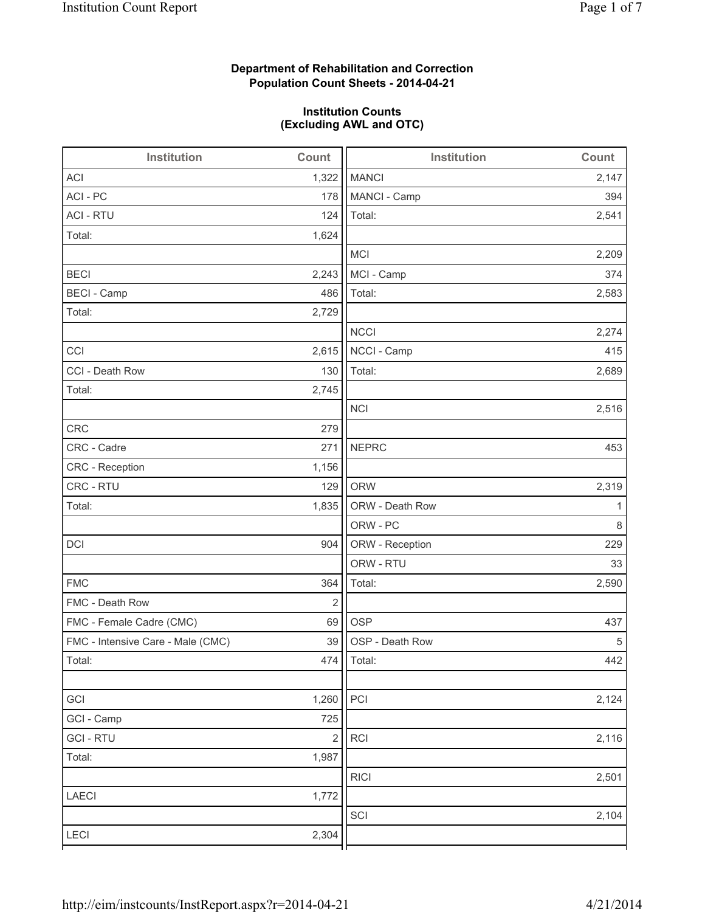**Department of Rehabilitation and Correction**
**Population Count Sheets - 2014-04-21**

**Institution Counts**
**(Excluding AWL and OTC)**

| Institution | Count |
|---|---|
| ACI | 1,322 |
| ACI - PC | 178 |
| ACI - RTU | 124 |
| Total: | 1,624 |
| | |
| BECI | 2,243 |
| BECI - Camp | 486 |
| Total: | 2,729 |
| | |
| CCI | 2,615 |
| CCI - Death Row | 130 |
| Total: | 2,745 |
| | |
| CRC | 279 |
| CRC - Cadre | 271 |
| CRC - Reception | 1,156 |
| CRC - RTU | 129 |
| Total: | 1,835 |
| | |
| DCI | 904 |
| | |
| FMC | 364 |
| FMC - Death Row | 2 |
| FMC - Female Cadre (CMC) | 69 |
| FMC - Intensive Care - Male (CMC) | 39 |
| Total: | 474 |
| | |
| GCI | 1,260 |
| GCI - Camp | 725 |
| GCI - RTU | 2 |
| Total: | 1,987 |
| | |
| LAECI | 1,772 |
| | |
| LECI | 2,304 |

| Institution | Count |
|---|---|
| MANCI | 2,147 |
| MANCI - Camp | 394 |
| Total: | 2,541 |
| | |
| MCI | 2,209 |
| MCI - Camp | 374 |
| Total: | 2,583 |
| | |
| NCCI | 2,274 |
| NCCI - Camp | 415 |
| Total: | 2,689 |
| | |
| NCI | 2,516 |
| | |
| NEPRC | 453 |
| | |
| ORW | 2,319 |
| ORW - Death Row | 1 |
| ORW - PC | 8 |
| ORW - Reception | 229 |
| ORW - RTU | 33 |
| Total: | 2,590 |
| | |
| OSP | 437 |
| OSP - Death Row | 5 |
| Total: | 442 |
| | |
| PCI | 2,124 |
| | |
| RCI | 2,116 |
| | |
| RICI | 2,501 |
| | |
| SCI | 2,104 |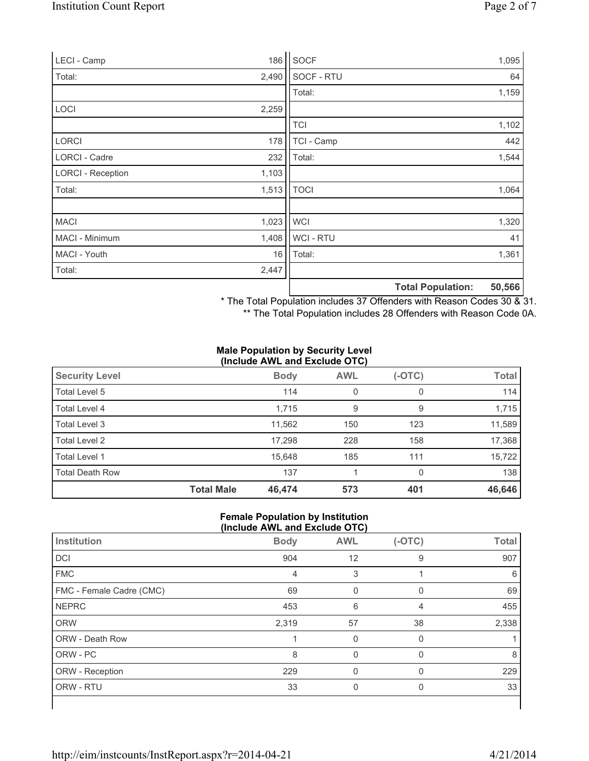| | |
|---|---|
| LECI - Camp | 186 |
| Total: | 2,490 |
| | |
| LOCI | 2,259 |
| | |
| LORCI | 178 |
| LORCI - Cadre | 232 |
| LORCI - Reception | 1,103 |
| Total: | 1,513 |
| | |
| MACI | 1,023 |
| MACI - Minimum | 1,408 |
| MACI - Youth | 16 |
| Total: | 2,447 |

| | |
|---|---|
| SOCF | 1,095 |
| SOCF - RTU | 64 |
| Total: | 1,159 |
| | |
| TCI | 1,102 |
| TCI - Camp | 442 |
| Total: | 1,544 |
| | |
| TOCI | 1,064 |
| | |
| WCI | 1,320 |
| WCI - RTU | 41 |
| Total: | 1,361 |
| | |
| **Total Population:** | **50,566** |

\* The Total Population includes 37 Offenders with Reason Codes 30 & 31.
\*\* The Total Population includes 28 Offenders with Reason Code 0A.

**Male Population by Security Level (Include AWL and Exclude OTC)**

| Security Level | Body | AWL | (-OTC) | Total |
|---|---|---|---|---|
| Total Level 5 | 114 | 0 | 0 | 114 |
| Total Level 4 | 1,715 | 9 | 9 | 1,715 |
| Total Level 3 | 11,562 | 150 | 123 | 11,589 |
| Total Level 2 | 17,298 | 228 | 158 | 17,368 |
| Total Level 1 | 15,648 | 185 | 111 | 15,722 |
| Total Death Row | 137 | 1 | 0 | 138 |
| **Total Male** | **46,474** | **573** | **401** | **46,646** |

**Female Population by Institution (Include AWL and Exclude OTC)**

| Institution | Body | AWL | (-OTC) | Total |
|---|---|---|---|---|
| DCI | 904 | 12 | 9 | 907 |
| FMC | 4 | 3 | 1 | 6 |
| FMC - Female Cadre (CMC) | 69 | 0 | 0 | 69 |
| NEPRC | 453 | 6 | 4 | 455 |
| ORW | 2,319 | 57 | 38 | 2,338 |
| ORW - Death Row | 1 | 0 | 0 | 1 |
| ORW - PC | 8 | 0 | 0 | 8 |
| ORW - Reception | 229 | 0 | 0 | 229 |
| ORW - RTU | 33 | 0 | 0 | 33 |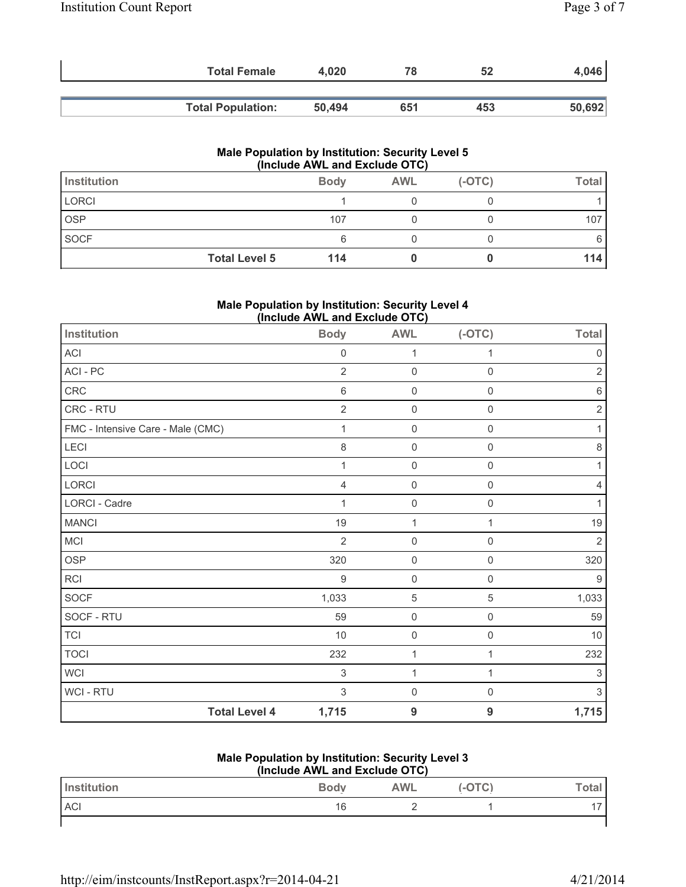| | Total Female | 4,020 | 78 | 52 | 4,046 |
|---|---|---|---|---|---|
| | **Total Population:** | **50,494** | **651** | **453** | **50,692** |

### Male Population by Institution: Security Level 5 (Include AWL and Exclude OTC)

| Institution | | Body | AWL | (-OTC) | Total |
|---|---|---|---|---|---|
| LORCI | | 1 | 0 | 0 | 1 |
| OSP | | 107 | 0 | 0 | 107 |
| SOCF | | 6 | 0 | 0 | 6 |
| | **Total Level 5** | **114** | **0** | **0** | **114** |

### Male Population by Institution: Security Level 4 (Include AWL and Exclude OTC)

| Institution | | Body | AWL | (-OTC) | Total |
|---|---|---|---|---|---|
| ACI | | 0 | 1 | 1 | 0 |
| ACI - PC | | 2 | 0 | 0 | 2 |
| CRC | | 6 | 0 | 0 | 6 |
| CRC - RTU | | 2 | 0 | 0 | 2 |
| FMC - Intensive Care - Male (CMC) | | 1 | 0 | 0 | 1 |
| LECI | | 8 | 0 | 0 | 8 |
| LOCI | | 1 | 0 | 0 | 1 |
| LORCI | | 4 | 0 | 0 | 4 |
| LORCI - Cadre | | 1 | 0 | 0 | 1 |
| MANCI | | 19 | 1 | 1 | 19 |
| MCI | | 2 | 0 | 0 | 2 |
| OSP | | 320 | 0 | 0 | 320 |
| RCI | | 9 | 0 | 0 | 9 |
| SOCF | | 1,033 | 5 | 5 | 1,033 |
| SOCF - RTU | | 59 | 0 | 0 | 59 |
| TCI | | 10 | 0 | 0 | 10 |
| TOCI | | 232 | 1 | 1 | 232 |
| WCI | | 3 | 1 | 1 | 3 |
| WCI - RTU | | 3 | 0 | 0 | 3 |
| | **Total Level 4** | **1,715** | **9** | **9** | **1,715** |

### Male Population by Institution: Security Level 3 (Include AWL and Exclude OTC)

| Institution | | Body | AWL | (-OTC) | Total |
|---|---|---|---|---|---|
| ACI | | 16 | 2 | 1 | 17 |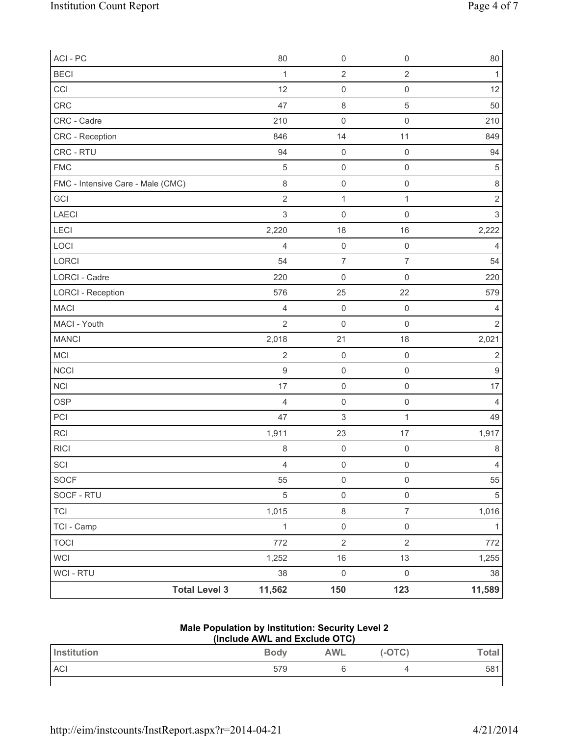| | Body | AWL | (-OTC) | Total |
|---|---|---|---|---|
| ACI - PC | 80 | 0 | 0 | 80 |
| BECI | 1 | 2 | 2 | 1 |
| CCI | 12 | 0 | 0 | 12 |
| CRC | 47 | 8 | 5 | 50 |
| CRC - Cadre | 210 | 0 | 0 | 210 |
| CRC - Reception | 846 | 14 | 11 | 849 |
| CRC - RTU | 94 | 0 | 0 | 94 |
| FMC | 5 | 0 | 0 | 5 |
| FMC - Intensive Care - Male (CMC) | 8 | 0 | 0 | 8 |
| GCI | 2 | 1 | 1 | 2 |
| LAECI | 3 | 0 | 0 | 3 |
| LECI | 2,220 | 18 | 16 | 2,222 |
| LOCI | 4 | 0 | 0 | 4 |
| LORCI | 54 | 7 | 7 | 54 |
| LORCI - Cadre | 220 | 0 | 0 | 220 |
| LORCI - Reception | 576 | 25 | 22 | 579 |
| MACI | 4 | 0 | 0 | 4 |
| MACI - Youth | 2 | 0 | 0 | 2 |
| MANCI | 2,018 | 21 | 18 | 2,021 |
| MCI | 2 | 0 | 0 | 2 |
| NCCI | 9 | 0 | 0 | 9 |
| NCI | 17 | 0 | 0 | 17 |
| OSP | 4 | 0 | 0 | 4 |
| PCI | 47 | 3 | 1 | 49 |
| RCI | 1,911 | 23 | 17 | 1,917 |
| RICI | 8 | 0 | 0 | 8 |
| SCI | 4 | 0 | 0 | 4 |
| SOCF | 55 | 0 | 0 | 55 |
| SOCF - RTU | 5 | 0 | 0 | 5 |
| TCI | 1,015 | 8 | 7 | 1,016 |
| TCI - Camp | 1 | 0 | 0 | 1 |
| TOCI | 772 | 2 | 2 | 772 |
| WCI | 1,252 | 16 | 13 | 1,255 |
| WCI - RTU | 38 | 0 | 0 | 38 |
| **Total Level 3** | **11,562** | **150** | **123** | **11,589** |

### Male Population by Institution: Security Level 2
### (Include AWL and Exclude OTC)

| Institution | Body | AWL | (-OTC) | Total |
|---|---|---|---|---|
| ACI | 579 | 6 | 4 | 581 |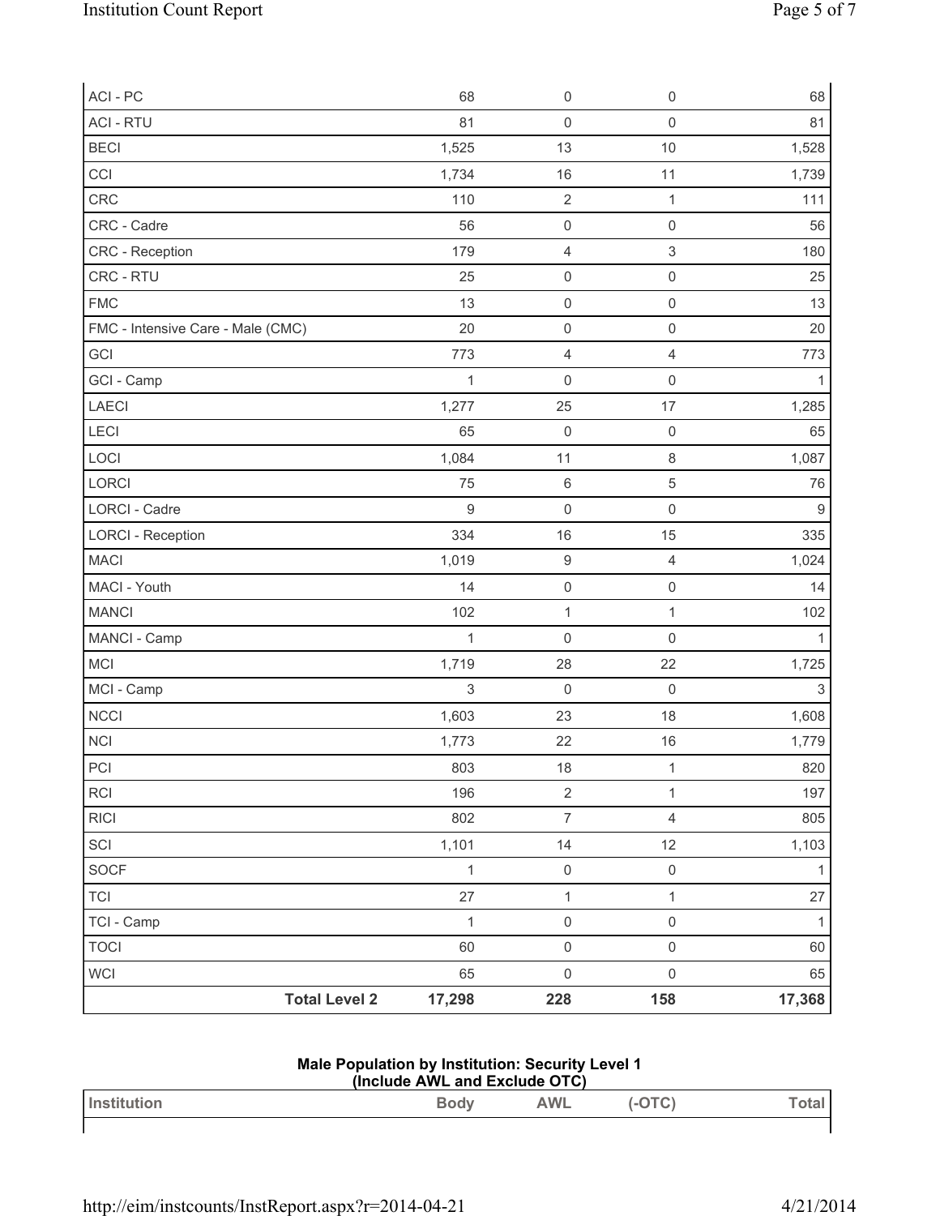| | Body | AWL | (-OTC) | Total |
|---|---|---|---|---|
| ACI - PC | 68 | 0 | 0 | 68 |
| ACI - RTU | 81 | 0 | 0 | 81 |
| BECI | 1,525 | 13 | 10 | 1,528 |
| CCI | 1,734 | 16 | 11 | 1,739 |
| CRC | 110 | 2 | 1 | 111 |
| CRC - Cadre | 56 | 0 | 0 | 56 |
| CRC - Reception | 179 | 4 | 3 | 180 |
| CRC - RTU | 25 | 0 | 0 | 25 |
| FMC | 13 | 0 | 0 | 13 |
| FMC - Intensive Care - Male (CMC) | 20 | 0 | 0 | 20 |
| GCI | 773 | 4 | 4 | 773 |
| GCI - Camp | 1 | 0 | 0 | 1 |
| LAECI | 1,277 | 25 | 17 | 1,285 |
| LECI | 65 | 0 | 0 | 65 |
| LOCI | 1,084 | 11 | 8 | 1,087 |
| LORCI | 75 | 6 | 5 | 76 |
| LORCI - Cadre | 9 | 0 | 0 | 9 |
| LORCI - Reception | 334 | 16 | 15 | 335 |
| MACI | 1,019 | 9 | 4 | 1,024 |
| MACI - Youth | 14 | 0 | 0 | 14 |
| MANCI | 102 | 1 | 1 | 102 |
| MANCI - Camp | 1 | 0 | 0 | 1 |
| MCI | 1,719 | 28 | 22 | 1,725 |
| MCI - Camp | 3 | 0 | 0 | 3 |
| NCCI | 1,603 | 23 | 18 | 1,608 |
| NCI | 1,773 | 22 | 16 | 1,779 |
| PCI | 803 | 18 | 1 | 820 |
| RCI | 196 | 2 | 1 | 197 |
| RICI | 802 | 7 | 4 | 805 |
| SCI | 1,101 | 14 | 12 | 1,103 |
| SOCF | 1 | 0 | 0 | 1 |
| TCI | 27 | 1 | 1 | 27 |
| TCI - Camp | 1 | 0 | 0 | 1 |
| TOCI | 60 | 0 | 0 | 60 |
| WCI | 65 | 0 | 0 | 65 |
| **Total Level 2** | **17,298** | **228** | **158** | **17,368** |

**Male Population by Institution: Security Level 1**
**(Include AWL and Exclude OTC)**

| Institution | Body | AWL | (-OTC) | Total |
|---|---|---|---|---|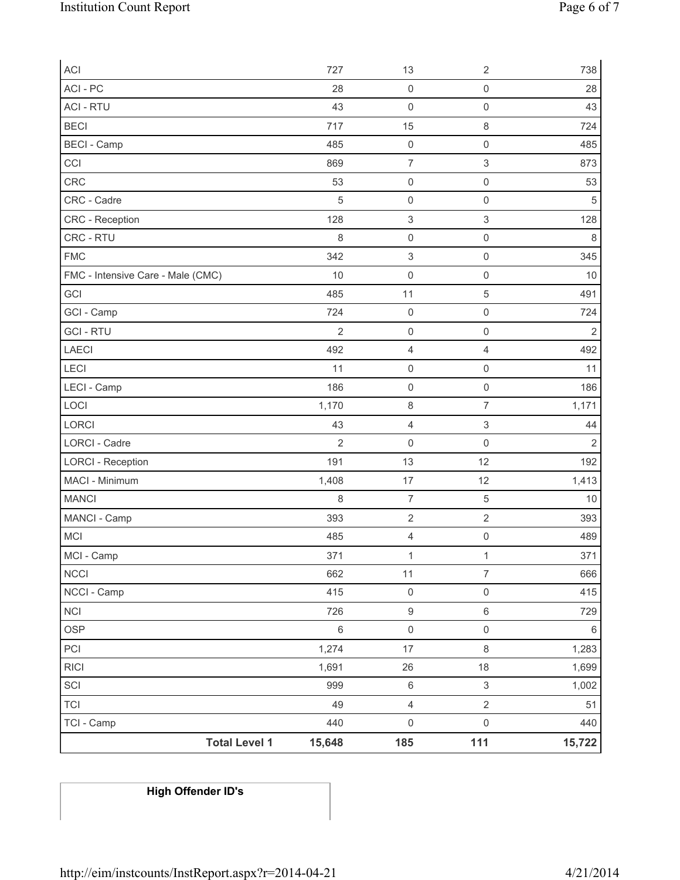| | | | | |
|---|---|---|---|---|
| ACI | 727 | 13 | 2 | 738 |
| ACI - PC | 28 | 0 | 0 | 28 |
| ACI - RTU | 43 | 0 | 0 | 43 |
| BECI | 717 | 15 | 8 | 724 |
| BECI - Camp | 485 | 0 | 0 | 485 |
| CCI | 869 | 7 | 3 | 873 |
| CRC | 53 | 0 | 0 | 53 |
| CRC - Cadre | 5 | 0 | 0 | 5 |
| CRC - Reception | 128 | 3 | 3 | 128 |
| CRC - RTU | 8 | 0 | 0 | 8 |
| FMC | 342 | 3 | 0 | 345 |
| FMC - Intensive Care - Male (CMC) | 10 | 0 | 0 | 10 |
| GCI | 485 | 11 | 5 | 491 |
| GCI - Camp | 724 | 0 | 0 | 724 |
| GCI - RTU | 2 | 0 | 0 | 2 |
| LAECI | 492 | 4 | 4 | 492 |
| LECI | 11 | 0 | 0 | 11 |
| LECI - Camp | 186 | 0 | 0 | 186 |
| LOCI | 1,170 | 8 | 7 | 1,171 |
| LORCI | 43 | 4 | 3 | 44 |
| LORCI - Cadre | 2 | 0 | 0 | 2 |
| LORCI - Reception | 191 | 13 | 12 | 192 |
| MACI - Minimum | 1,408 | 17 | 12 | 1,413 |
| MANCI | 8 | 7 | 5 | 10 |
| MANCI - Camp | 393 | 2 | 2 | 393 |
| MCI | 485 | 4 | 0 | 489 |
| MCI - Camp | 371 | 1 | 1 | 371 |
| NCCI | 662 | 11 | 7 | 666 |
| NCCI - Camp | 415 | 0 | 0 | 415 |
| NCI | 726 | 9 | 6 | 729 |
| OSP | 6 | 0 | 0 | 6 |
| PCI | 1,274 | 17 | 8 | 1,283 |
| RICI | 1,691 | 26 | 18 | 1,699 |
| SCI | 999 | 6 | 3 | 1,002 |
| TCI | 49 | 4 | 2 | 51 |
| TCI - Camp | 440 | 0 | 0 | 440 |
| **Total Level 1** | **15,648** | **185** | **111** | **15,722** |

| **High Offender ID's** |
|---|
| |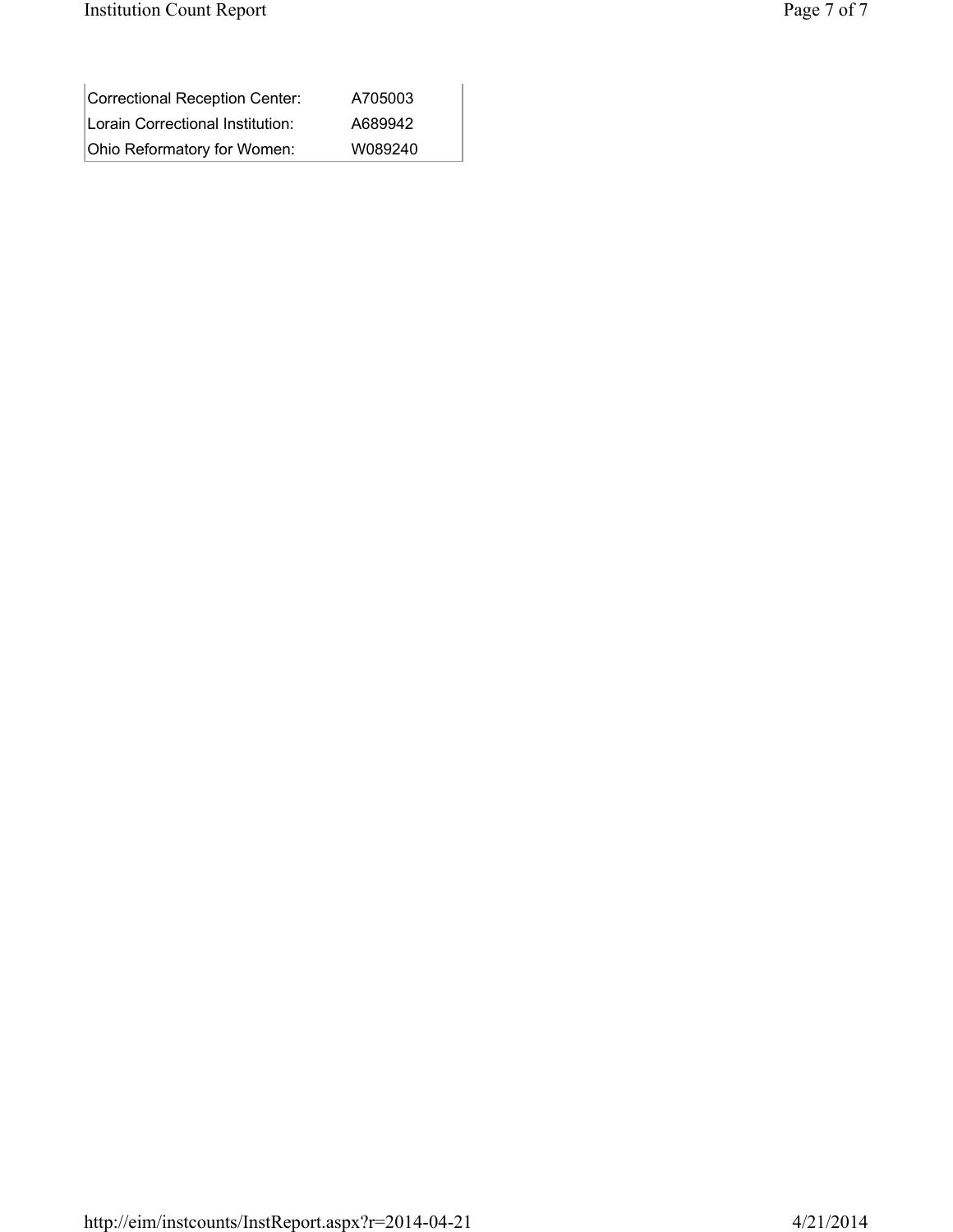| | |
|---|---|
| Correctional Reception Center: | A705003 |
| Lorain Correctional Institution: | A689942 |
| Ohio Reformatory for Women: | W089240 |